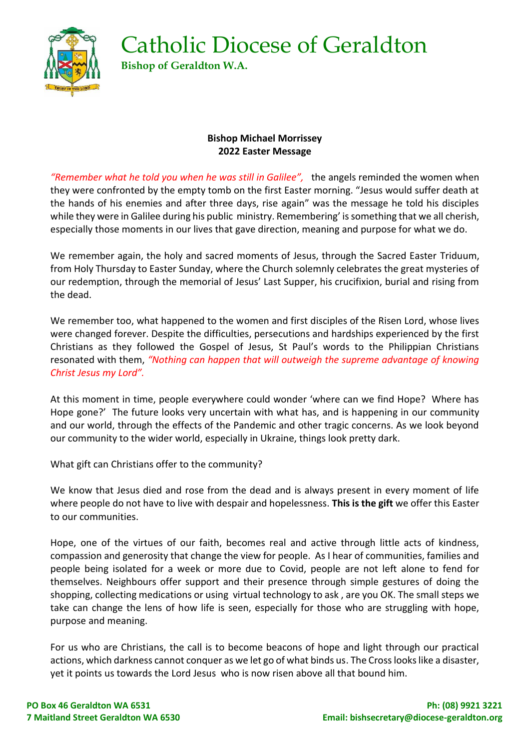# Catholic Diocese of Geraldton

**Bishop of Geraldton W.A.**

**Bishop Michael Morrissey**
**2022 Easter Message**

*"Remember what he told you when he was still in Galilee",* the angels reminded the women when they were confronted by the empty tomb on the first Easter morning. "Jesus would suffer death at the hands of his enemies and after three days, rise again" was the message he told his disciples while they were in Galilee during his public ministry. Remembering' is something that we all cherish, especially those moments in our lives that gave direction, meaning and purpose for what we do.

We remember again, the holy and sacred moments of Jesus, through the Sacred Easter Triduum, from Holy Thursday to Easter Sunday, where the Church solemnly celebrates the great mysteries of our redemption, through the memorial of Jesus' Last Supper, his crucifixion, burial and rising from the dead.

We remember too, what happened to the women and first disciples of the Risen Lord, whose lives were changed forever. Despite the difficulties, persecutions and hardships experienced by the first Christians as they followed the Gospel of Jesus, St Paul's words to the Philippian Christians resonated with them, *"Nothing can happen that will outweigh the supreme advantage of knowing Christ Jesus my Lord".*

At this moment in time, people everywhere could wonder 'where can we find Hope? Where has Hope gone?' The future looks very uncertain with what has, and is happening in our community and our world, through the effects of the Pandemic and other tragic concerns. As we look beyond our community to the wider world, especially in Ukraine, things look pretty dark.

What gift can Christians offer to the community?

We know that Jesus died and rose from the dead and is always present in every moment of life where people do not have to live with despair and hopelessness. **This is the gift** we offer this Easter to our communities.

Hope, one of the virtues of our faith, becomes real and active through little acts of kindness, compassion and generosity that change the view for people. As I hear of communities, families and people being isolated for a week or more due to Covid, people are not left alone to fend for themselves. Neighbours offer support and their presence through simple gestures of doing the shopping, collecting medications or using virtual technology to ask , are you OK. The small steps we take can change the lens of how life is seen, especially for those who are struggling with hope, purpose and meaning.

For us who are Christians, the call is to become beacons of hope and light through our practical actions, which darkness cannot conquer as we let go of what binds us. The Cross looks like a disaster, yet it points us towards the Lord Jesus who is now risen above all that bound him.

**PO Box 46 Geraldton WA 6531**
**7 Maitland Street Geraldton WA 6530**

**Ph: (08) 9921 3221**
**Email: bishsecretary@diocese-geraldton.org**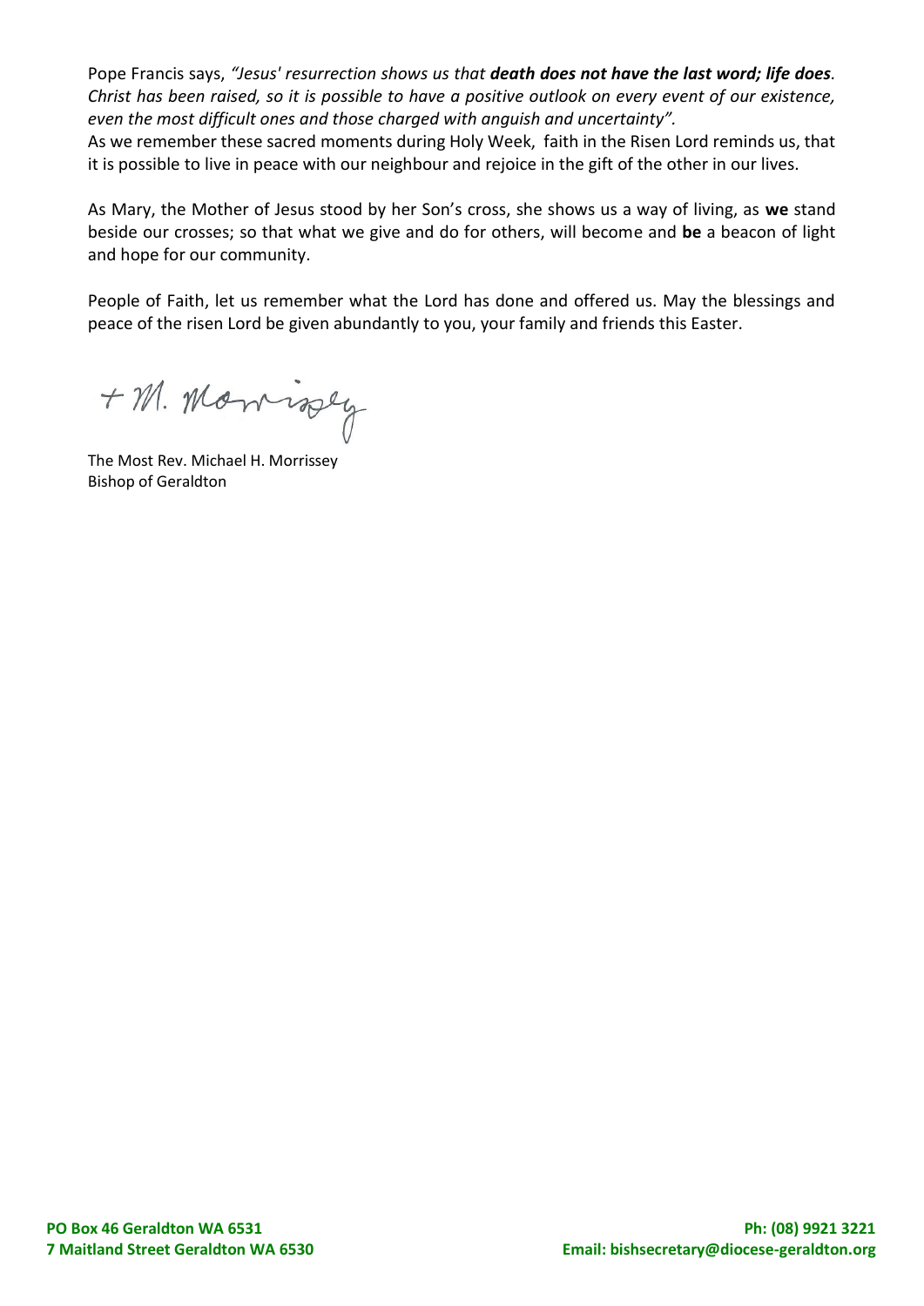Pope Francis says, *"Jesus' resurrection shows us that **death does not have the last word; life does**. Christ has been raised, so it is possible to have a positive outlook on every event of our existence, even the most difficult ones and those charged with anguish and uncertainty".*
As we remember these sacred moments during Holy Week, faith in the Risen Lord reminds us, that it is possible to live in peace with our neighbour and rejoice in the gift of the other in our lives.

As Mary, the Mother of Jesus stood by her Son's cross, she shows us a way of living, as **we** stand beside our crosses; so that what we give and do for others, will become and **be** a beacon of light and hope for our community.

People of Faith, let us remember what the Lord has done and offered us. May the blessings and peace of the risen Lord be given abundantly to you, your family and friends this Easter.

+ M. Morrissey

The Most Rev. Michael H. Morrissey
Bishop of Geraldton

**PO Box 46 Geraldton WA 6531**
**7 Maitland Street Geraldton WA 6530**

**Ph: (08) 9921 3221**
**Email: bishsecretary@diocese-geraldton.org**